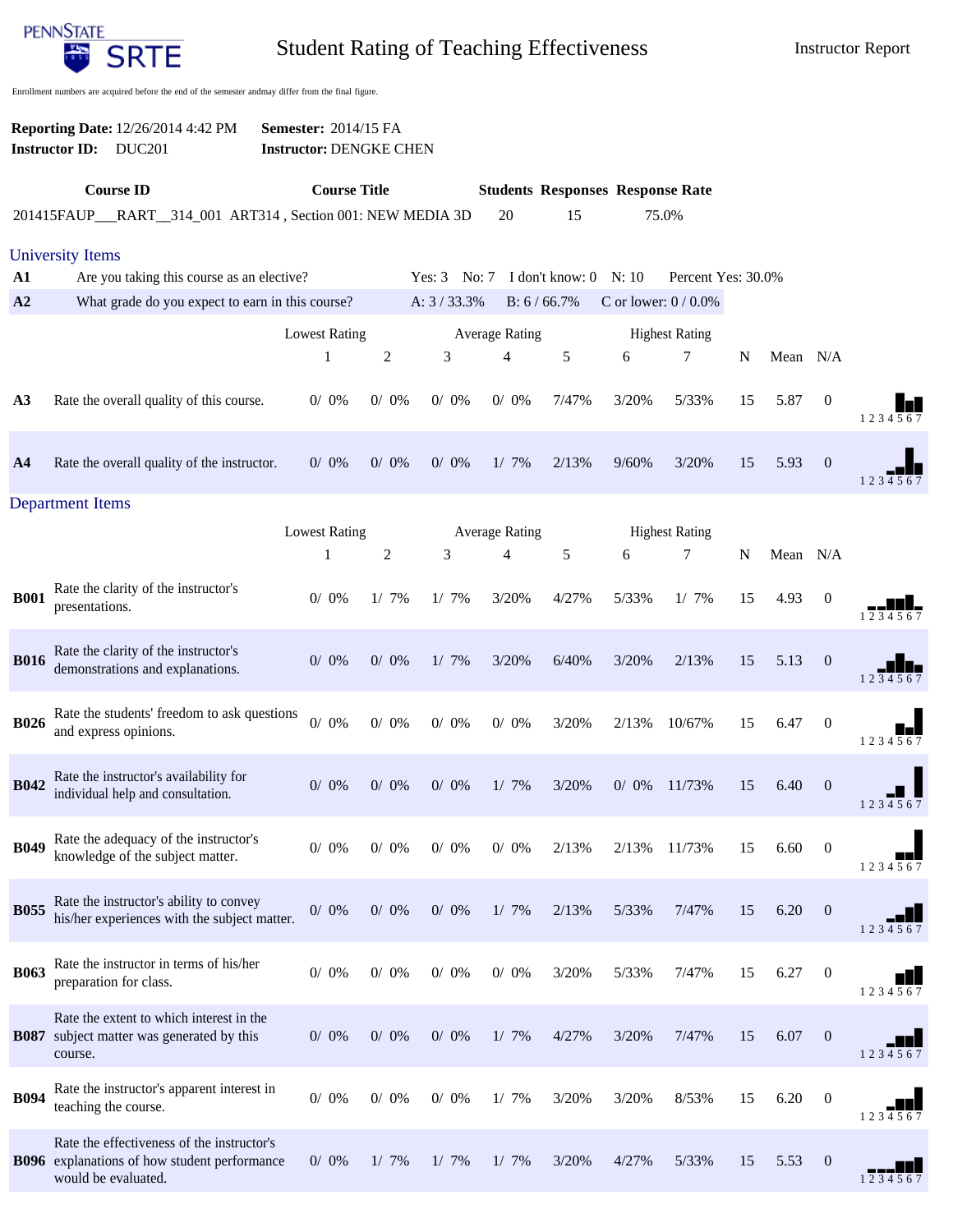PENNSTATE SRTE

# Student Rating of Teaching Effectiveness

Instructor Report

Enrollment numbers are acquired before the end of the semester andmay differ from the final figure.

**Reporting Date:** 12/26/2014 4:42 PM  **Semester:** 2014/15 FA
**Instructor ID:** DUC201  **Instructor:** DENGKE CHEN

| Course ID | Course Title | Students | Responses | Response Rate |
|---|---|---|---|---|
| 201415FAUP___RART__314_001 | ART314 , Section 001: NEW MEDIA 3D | 20 | 15 | 75.0% |

## University Items

| | | | | | | |
|---|---|---|---|---|---|---|
| A1 | Are you taking this course as an elective? | Yes: 3 | No: 7 | I don't know: 0 | N: 10 | Percent Yes: 30.0% |
| A2 | What grade do you expect to earn in this course? | A: 3 / 33.3% | B: 6 / 66.7% | C or lower: 0 / 0.0% | | |

| | | Lowest Rating | | Average Rating | | | Highest Rating | | | | |
|---|---|---|---|---|---|---|---|---|---|---|---|
| | | 1 | 2 | 3 | 4 | 5 | 6 | 7 | N | Mean | N/A |
| A3 | Rate the overall quality of this course. | 0/ 0% | 0/ 0% | 0/ 0% | 0/ 0% | 7/47% | 3/20% | 5/33% | 15 | 5.87 | 0 |
| A4 | Rate the overall quality of the instructor. | 0/ 0% | 0/ 0% | 0/ 0% | 1/ 7% | 2/13% | 9/60% | 3/20% | 15 | 5.93 | 0 |

## Department Items

| | | Lowest Rating | | Average Rating | | | Highest Rating | | | | |
|---|---|---|---|---|---|---|---|---|---|---|---|
| | | 1 | 2 | 3 | 4 | 5 | 6 | 7 | N | Mean | N/A |
| B001 | Rate the clarity of the instructor's presentations. | 0/ 0% | 1/ 7% | 1/ 7% | 3/20% | 4/27% | 5/33% | 1/ 7% | 15 | 4.93 | 0 |
| B016 | Rate the clarity of the instructor's demonstrations and explanations. | 0/ 0% | 0/ 0% | 1/ 7% | 3/20% | 6/40% | 3/20% | 2/13% | 15 | 5.13 | 0 |
| B026 | Rate the students' freedom to ask questions and express opinions. | 0/ 0% | 0/ 0% | 0/ 0% | 0/ 0% | 3/20% | 2/13% | 10/67% | 15 | 6.47 | 0 |
| B042 | Rate the instructor's availability for individual help and consultation. | 0/ 0% | 0/ 0% | 0/ 0% | 1/ 7% | 3/20% | 0/ 0% | 11/73% | 15 | 6.40 | 0 |
| B049 | Rate the adequacy of the instructor's knowledge of the subject matter. | 0/ 0% | 0/ 0% | 0/ 0% | 0/ 0% | 2/13% | 2/13% | 11/73% | 15 | 6.60 | 0 |
| B055 | Rate the instructor's ability to convey his/her experiences with the subject matter. | 0/ 0% | 0/ 0% | 0/ 0% | 1/ 7% | 2/13% | 5/33% | 7/47% | 15 | 6.20 | 0 |
| B063 | Rate the instructor in terms of his/her preparation for class. | 0/ 0% | 0/ 0% | 0/ 0% | 0/ 0% | 3/20% | 5/33% | 7/47% | 15 | 6.27 | 0 |
| B087 | Rate the extent to which interest in the subject matter was generated by this course. | 0/ 0% | 0/ 0% | 0/ 0% | 1/ 7% | 4/27% | 3/20% | 7/47% | 15 | 6.07 | 0 |
| B094 | Rate the instructor's apparent interest in teaching the course. | 0/ 0% | 0/ 0% | 0/ 0% | 1/ 7% | 3/20% | 3/20% | 8/53% | 15 | 6.20 | 0 |
| B096 | Rate the effectiveness of the instructor's explanations of how student performance would be evaluated. | 0/ 0% | 1/ 7% | 1/ 7% | 1/ 7% | 3/20% | 4/27% | 5/33% | 15 | 5.53 | 0 |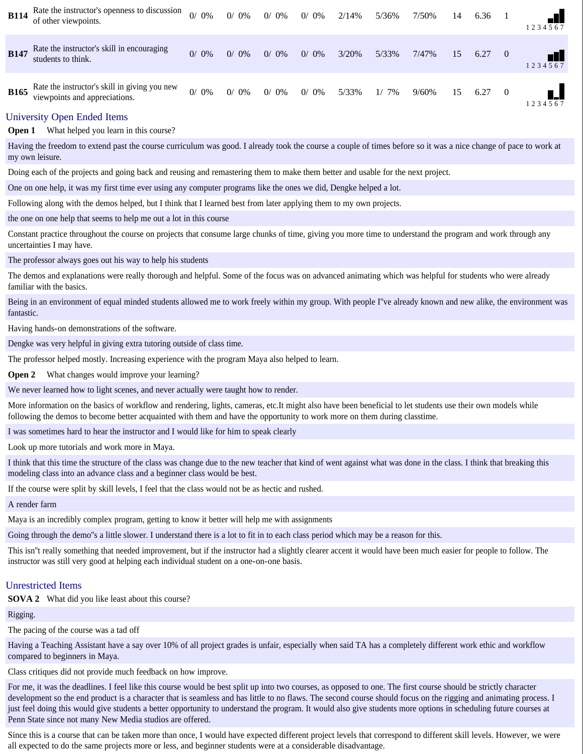| | | | | | | | | | | | | |
|---|---|---|---|---|---|---|---|---|---|---|---|---|
| **B114** | Rate the instructor's openness to discussion of other viewpoints. | 0/ 0% | 0/ 0% | 0/ 0% | 0/ 0% | 2/14% | 5/36% | 7/50% | 14 | 6.36 | 1 | 1 2 3 4 5 6 7 |
| **B147** | Rate the instructor's skill in encouraging students to think. | 0/ 0% | 0/ 0% | 0/ 0% | 0/ 0% | 3/20% | 5/33% | 7/47% | 15 | 6.27 | 0 | 1 2 3 4 5 6 7 |
| **B165** | Rate the instructor's skill in giving you new viewpoints and appreciations. | 0/ 0% | 0/ 0% | 0/ 0% | 0/ 0% | 5/33% | 1/ 7% | 9/60% | 15 | 6.27 | 0 | 1 2 3 4 5 6 7 |

## University Open Ended Items

**Open 1** What helped you learn in this course?

Having the freedom to extend past the course curriculum was good. I already took the course a couple of times before so it was a nice change of pace to work at my own leisure.

Doing each of the projects and going back and reusing and remastering them to make them better and usable for the next project.

One on one help, it was my first time ever using any computer programs like the ones we did, Dengke helped a lot.

Following along with the demos helped, but I think that I learned best from later applying them to my own projects.

the one on one help that seems to help me out a lot in this course

Constant practice throughout the course on projects that consume large chunks of time, giving you more time to understand the program and work through any uncertainties I may have.

The professor always goes out his way to help his students

The demos and explanations were really thorough and helpful. Some of the focus was on advanced animating which was helpful for students who were already familiar with the basics.

Being in an environment of equal minded students allowed me to work freely within my group. With people I"ve already known and new alike, the environment was fantastic.

Having hands-on demonstrations of the software.

Dengke was very helpful in giving extra tutoring outside of class time.

The professor helped mostly. Increasing experience with the program Maya also helped to learn.

**Open 2** What changes would improve your learning?

We never learned how to light scenes, and never actually were taught how to render.

More information on the basics of workflow and rendering, lights, cameras, etc.It might also have been beneficial to let students use their own models while following the demos to become better acquainted with them and have the opportunity to work more on them during classtime.

I was sometimes hard to hear the instructor and I would like for him to speak clearly

Look up more tutorials and work more in Maya.

I think that this time the structure of the class was change due to the new teacher that kind of went against what was done in the class. I think that breaking this modeling class into an advance class and a beginner class would be best.

If the course were split by skill levels, I feel that the class would not be as hectic and rushed.

A render farm

Maya is an incredibly complex program, getting to know it better will help me with assignments

Going through the demo"s a little slower. I understand there is a lot to fit in to each class period which may be a reason for this.

This isn"t really something that needed improvement, but if the instructor had a slightly clearer accent it would have been much easier for people to follow. The instructor was still very good at helping each individual student on a one-on-one basis.

## Unrestricted Items

**SOVA 2** What did you like least about this course?

Rigging.

The pacing of the course was a tad off

Having a Teaching Assistant have a say over 10% of all project grades is unfair, especially when said TA has a completely different work ethic and workflow compared to beginners in Maya.

Class critiques did not provide much feedback on how improve.

For me, it was the deadlines. I feel like this course would be best split up into two courses, as opposed to one. The first course should be strictly character development so the end product is a character that is seamless and has little to no flaws. The second course should focus on the rigging and animating process. I just feel doing this would give students a better opportunity to understand the program. It would also give students more options in scheduling future courses at Penn State since not many New Media studios are offered.

Since this is a course that can be taken more than once, I would have expected different project levels that correspond to different skill levels. However, we were all expected to do the same projects more or less, and beginner students were at a considerable disadvantage.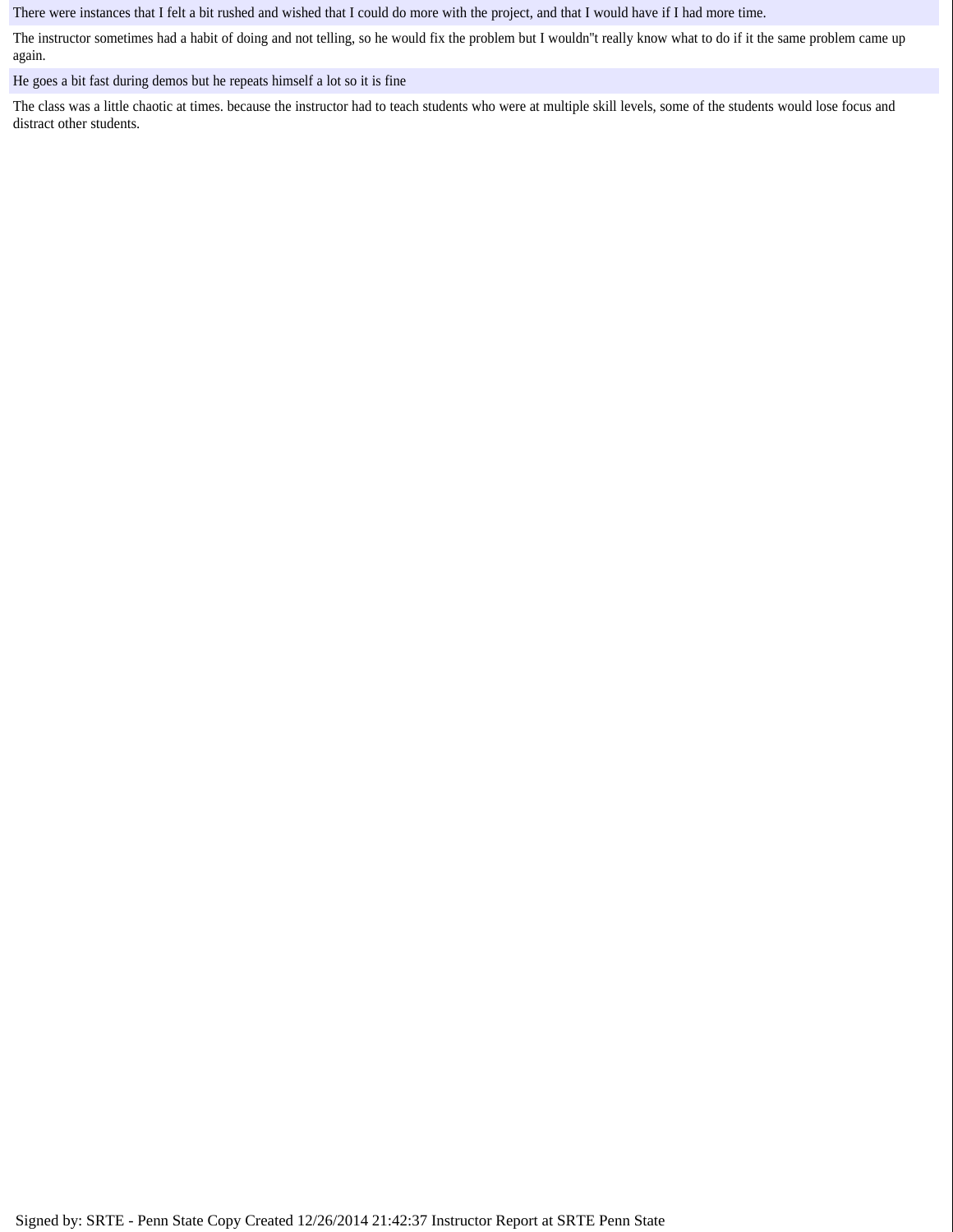There were instances that I felt a bit rushed and wished that I could do more with the project, and that I would have if I had more time.

The instructor sometimes had a habit of doing and not telling, so he would fix the problem but I wouldn"t really know what to do if it the same problem came up again.

He goes a bit fast during demos but he repeats himself a lot so it is fine

The class was a little chaotic at times. because the instructor had to teach students who were at multiple skill levels, some of the students would lose focus and distract other students.